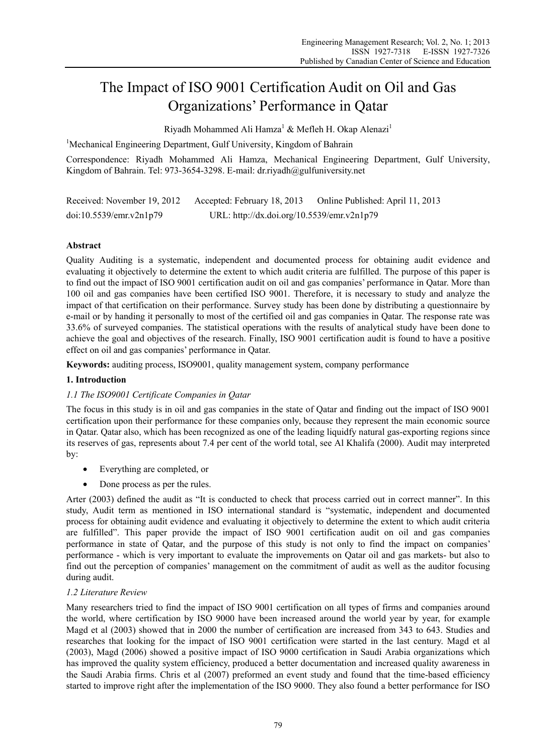# The Impact of ISO 9001 Certification Audit on Oil and Gas Organizations' Performance in Qatar

Riyadh Mohammed Ali Hamza[1] & Mefleh H. Okap Alenazi[1]

[1]Mechanical Engineering Department, Gulf University, Kingdom of Bahrain

Correspondence: Riyadh Mohammed Ali Hamza, Mechanical Engineering Department, Gulf University, Kingdom of Bahrain. Tel: 973-3654-3298. E-mail: dr.riyadh@gulfuniversity.net

Received: November 19, 2012 Accepted: February 18, 2013 Online Published: April 11, 2013

doi:10.5539/emr.v2n1p79 URL: http://dx.doi.org/10.5539/emr.v2n1p79

## Abstract

Quality Auditing is a systematic, independent and documented process for obtaining audit evidence and evaluating it objectively to determine the extent to which audit criteria are fulfilled. The purpose of this paper is to find out the impact of ISO 9001 certification audit on oil and gas companies' performance in Qatar. More than 100 oil and gas companies have been certified ISO 9001. Therefore, it is necessary to study and analyze the impact of that certification on their performance. Survey study has been done by distributing a questionnaire by e-mail or by handing it personally to most of the certified oil and gas companies in Qatar. The response rate was 33.6% of surveyed companies. The statistical operations with the results of analytical study have been done to achieve the goal and objectives of the research. Finally, ISO 9001 certification audit is found to have a positive effect on oil and gas companies' performance in Qatar.

**Keywords:** auditing process, ISO9001, quality management system, company performance

## 1. Introduction

### *1.1 The ISO9001 Certificate Companies in Qatar*

The focus in this study is in oil and gas companies in the state of Qatar and finding out the impact of ISO 9001 certification upon their performance for these companies only, because they represent the main economic source in Qatar. Qatar also, which has been recognized as one of the leading liquidfy natural gas-exporting regions since its reserves of gas, represents about 7.4 per cent of the world total, see Al Khalifa (2000). Audit may interpreted by:

- Everything are completed, or
- Done process as per the rules.

Arter (2003) defined the audit as "It is conducted to check that process carried out in correct manner". In this study, Audit term as mentioned in ISO international standard is "systematic, independent and documented process for obtaining audit evidence and evaluating it objectively to determine the extent to which audit criteria are fulfilled". This paper provide the impact of ISO 9001 certification audit on oil and gas companies performance in state of Qatar, and the purpose of this study is not only to find the impact on companies' performance - which is very important to evaluate the improvements on Qatar oil and gas markets- but also to find out the perception of companies' management on the commitment of audit as well as the auditor focusing during audit.

### *1.2 Literature Review*

Many researchers tried to find the impact of ISO 9001 certification on all types of firms and companies around the world, where certification by ISO 9000 have been increased around the world year by year, for example Magd et al (2003) showed that in 2000 the number of certification are increased from 343 to 643. Studies and researches that looking for the impact of ISO 9001 certification were started in the last century. Magd et al (2003), Magd (2006) showed a positive impact of ISO 9000 certification in Saudi Arabia organizations which has improved the quality system efficiency, produced a better documentation and increased quality awareness in the Saudi Arabia firms. Chris et al (2007) preformed an event study and found that the time-based efficiency started to improve right after the implementation of the ISO 9000. They also found a better performance for ISO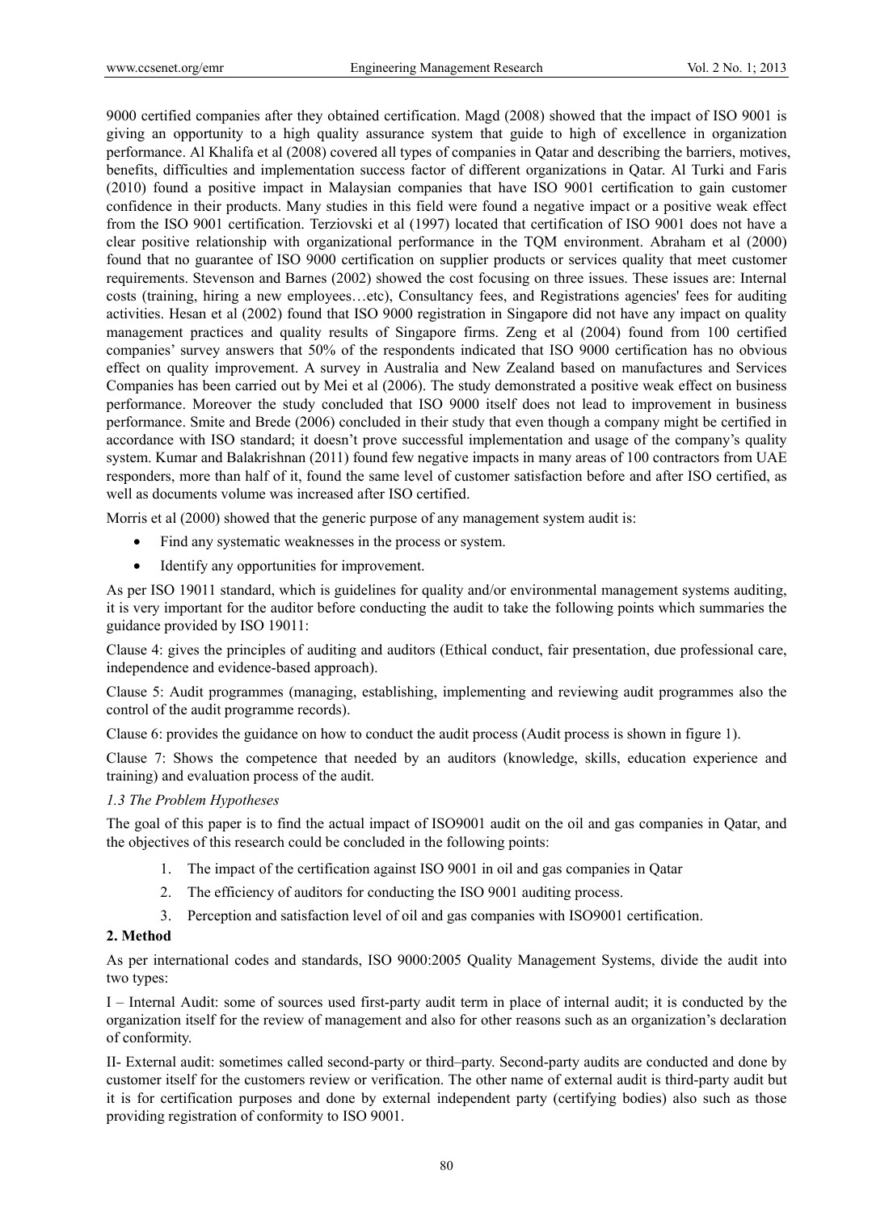9000 certified companies after they obtained certification. Magd (2008) showed that the impact of ISO 9001 is giving an opportunity to a high quality assurance system that guide to high of excellence in organization performance. Al Khalifa et al (2008) covered all types of companies in Qatar and describing the barriers, motives, benefits, difficulties and implementation success factor of different organizations in Qatar. Al Turki and Faris (2010) found a positive impact in Malaysian companies that have ISO 9001 certification to gain customer confidence in their products. Many studies in this field were found a negative impact or a positive weak effect from the ISO 9001 certification. Terziovski et al (1997) located that certification of ISO 9001 does not have a clear positive relationship with organizational performance in the TQM environment. Abraham et al (2000) found that no guarantee of ISO 9000 certification on supplier products or services quality that meet customer requirements. Stevenson and Barnes (2002) showed the cost focusing on three issues. These issues are: Internal costs (training, hiring a new employees…etc), Consultancy fees, and Registrations agencies' fees for auditing activities. Hesan et al (2002) found that ISO 9000 registration in Singapore did not have any impact on quality management practices and quality results of Singapore firms. Zeng et al (2004) found from 100 certified companies' survey answers that 50% of the respondents indicated that ISO 9000 certification has no obvious effect on quality improvement. A survey in Australia and New Zealand based on manufactures and Services Companies has been carried out by Mei et al (2006). The study demonstrated a positive weak effect on business performance. Moreover the study concluded that ISO 9000 itself does not lead to improvement in business performance. Smite and Brede (2006) concluded in their study that even though a company might be certified in accordance with ISO standard; it doesn't prove successful implementation and usage of the company's quality system. Kumar and Balakrishnan (2011) found few negative impacts in many areas of 100 contractors from UAE responders, more than half of it, found the same level of customer satisfaction before and after ISO certified, as well as documents volume was increased after ISO certified.

Morris et al (2000) showed that the generic purpose of any management system audit is:

- Find any systematic weaknesses in the process or system.
- Identify any opportunities for improvement.

As per ISO 19011 standard, which is guidelines for quality and/or environmental management systems auditing, it is very important for the auditor before conducting the audit to take the following points which summaries the guidance provided by ISO 19011:

Clause 4: gives the principles of auditing and auditors (Ethical conduct, fair presentation, due professional care, independence and evidence-based approach).

Clause 5: Audit programmes (managing, establishing, implementing and reviewing audit programmes also the control of the audit programme records).

Clause 6: provides the guidance on how to conduct the audit process (Audit process is shown in figure 1).

Clause 7: Shows the competence that needed by an auditors (knowledge, skills, education experience and training) and evaluation process of the audit.

### *1.3 The Problem Hypotheses*

The goal of this paper is to find the actual impact of ISO9001 audit on the oil and gas companies in Qatar, and the objectives of this research could be concluded in the following points:

1. The impact of the certification against ISO 9001 in oil and gas companies in Qatar
2. The efficiency of auditors for conducting the ISO 9001 auditing process.
3. Perception and satisfaction level of oil and gas companies with ISO9001 certification.

## 2. Method

As per international codes and standards, ISO 9000:2005 Quality Management Systems, divide the audit into two types:

I – Internal Audit: some of sources used first-party audit term in place of internal audit; it is conducted by the organization itself for the review of management and also for other reasons such as an organization's declaration of conformity.

II- External audit: sometimes called second-party or third–party. Second-party audits are conducted and done by customer itself for the customers review or verification. The other name of external audit is third-party audit but it is for certification purposes and done by external independent party (certifying bodies) also such as those providing registration of conformity to ISO 9001.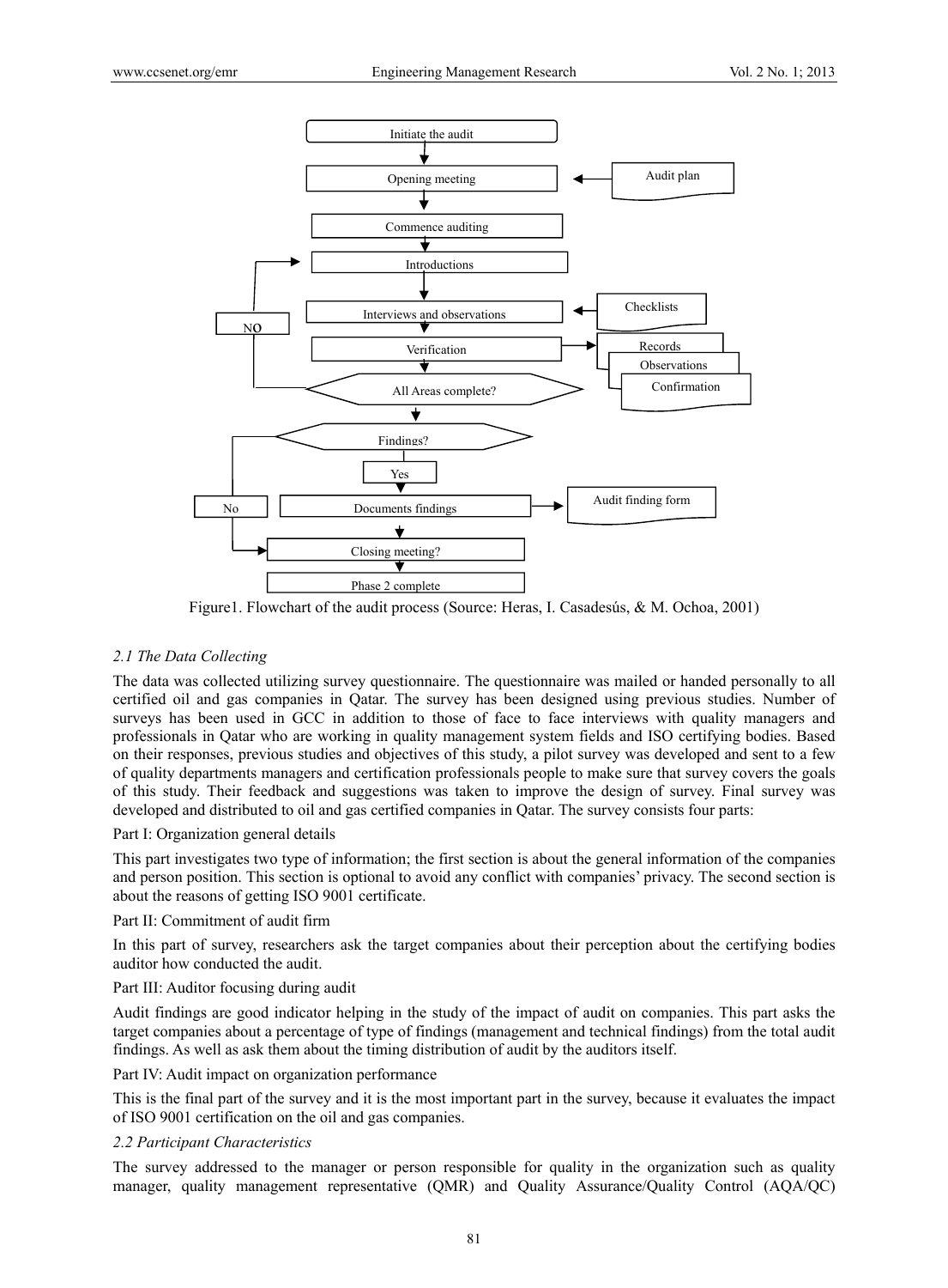Figure1. Flowchart of the audit process (Source: Heras, I. Casadesús, & M. Ochoa, 2001)

### *2.1 The Data Collecting*

The data was collected utilizing survey questionnaire. The questionnaire was mailed or handed personally to all certified oil and gas companies in Qatar. The survey has been designed using previous studies. Number of surveys has been used in GCC in addition to those of face to face interviews with quality managers and professionals in Qatar who are working in quality management system fields and ISO certifying bodies. Based on their responses, previous studies and objectives of this study, a pilot survey was developed and sent to a few of quality departments managers and certification professionals people to make sure that survey covers the goals of this study. Their feedback and suggestions was taken to improve the design of survey. Final survey was developed and distributed to oil and gas certified companies in Qatar. The survey consists four parts:

Part I: Organization general details

This part investigates two type of information; the first section is about the general information of the companies and person position. This section is optional to avoid any conflict with companies' privacy. The second section is about the reasons of getting ISO 9001 certificate.

Part II: Commitment of audit firm

In this part of survey, researchers ask the target companies about their perception about the certifying bodies auditor how conducted the audit.

Part III: Auditor focusing during audit

Audit findings are good indicator helping in the study of the impact of audit on companies. This part asks the target companies about a percentage of type of findings (management and technical findings) from the total audit findings. As well as ask them about the timing distribution of audit by the auditors itself.

Part IV: Audit impact on organization performance

This is the final part of the survey and it is the most important part in the survey, because it evaluates the impact of ISO 9001 certification on the oil and gas companies.

### *2.2 Participant Characteristics*

The survey addressed to the manager or person responsible for quality in the organization such as quality manager, quality management representative (QMR) and Quality Assurance/Quality Control (AQA/QC)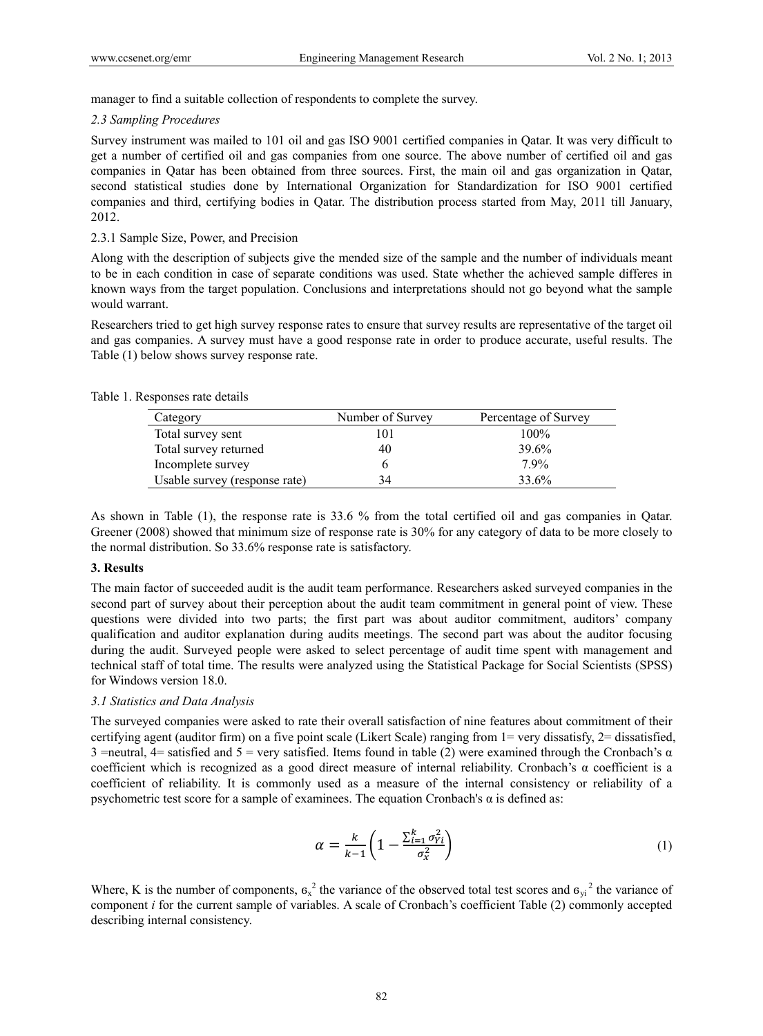manager to find a suitable collection of respondents to complete the survey.

### *2.3 Sampling Procedures*

Survey instrument was mailed to 101 oil and gas ISO 9001 certified companies in Qatar. It was very difficult to get a number of certified oil and gas companies from one source. The above number of certified oil and gas companies in Qatar has been obtained from three sources. First, the main oil and gas organization in Qatar, second statistical studies done by International Organization for Standardization for ISO 9001 certified companies and third, certifying bodies in Qatar. The distribution process started from May, 2011 till January, 2012.

#### 2.3.1 Sample Size, Power, and Precision

Along with the description of subjects give the mended size of the sample and the number of individuals meant to be in each condition in case of separate conditions was used. State whether the achieved sample differes in known ways from the target population. Conclusions and interpretations should not go beyond what the sample would warrant.

Researchers tried to get high survey response rates to ensure that survey results are representative of the target oil and gas companies. A survey must have a good response rate in order to produce accurate, useful results. The Table (1) below shows survey response rate.

Table 1. Responses rate details

| Category | Number of Survey | Percentage of Survey |
|---|---|---|
| Total survey sent | 101 | 100% |
| Total survey returned | 40 | 39.6% |
| Incomplete survey | 6 | 7.9% |
| Usable survey (response rate) | 34 | 33.6% |

As shown in Table (1), the response rate is 33.6 % from the total certified oil and gas companies in Qatar. Greener (2008) showed that minimum size of response rate is 30% for any category of data to be more closely to the normal distribution. So 33.6% response rate is satisfactory.

## 3. Results

The main factor of succeeded audit is the audit team performance. Researchers asked surveyed companies in the second part of survey about their perception about the audit team commitment in general point of view. These questions were divided into two parts; the first part was about auditor commitment, auditors' company qualification and auditor explanation during audits meetings. The second part was about the auditor focusing during the audit. Surveyed people were asked to select percentage of audit time spent with management and technical staff of total time. The results were analyzed using the Statistical Package for Social Scientists (SPSS) for Windows version 18.0.

### *3.1 Statistics and Data Analysis*

The surveyed companies were asked to rate their overall satisfaction of nine features about commitment of their certifying agent (auditor firm) on a five point scale (Likert Scale) ranging from 1= very dissatisfy, 2= dissatisfied, 3 =neutral, 4= satisfied and 5 = very satisfied. Items found in table (2) were examined through the Cronbach's α coefficient which is recognized as a good direct measure of internal reliability. Cronbach's α coefficient is a coefficient of reliability. It is commonly used as a measure of the internal consistency or reliability of a psychometric test score for a sample of examinees. The equation Cronbach's α is defined as:

$$\alpha = \frac{k}{k-1}\left(1 - \frac{\sum_{i=1}^{k} \sigma_{Yi}^2}{\sigma_x^2}\right) \tag{1}$$

Where, K is the number of components, $\sigma_x^2$ the variance of the observed total test scores and $\sigma_{yi}^2$ the variance of component *i* for the current sample of variables. A scale of Cronbach's coefficient Table (2) commonly accepted describing internal consistency.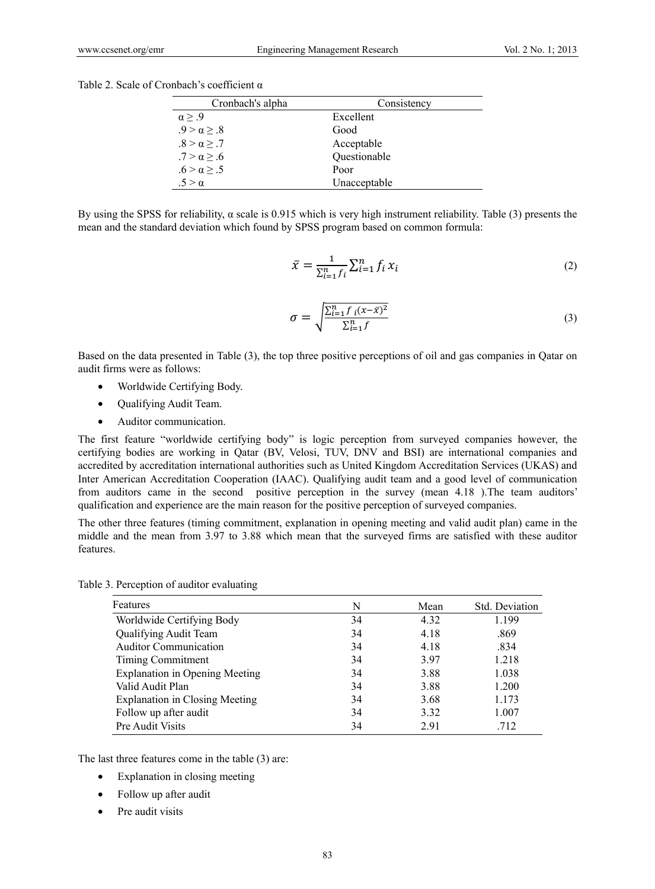Table 2. Scale of Cronbach's coefficient α

| Cronbach's alpha | Consistency |
|---|---|
| α ≥ .9 | Excellent |
| .9 > α ≥ .8 | Good |
| .8 > α ≥ .7 | Acceptable |
| .7 > α ≥ .6 | Questionable |
| .6 > α ≥ .5 | Poor |
| .5 > α | Unacceptable |

By using the SPSS for reliability, α scale is 0.915 which is very high instrument reliability. Table (3) presents the mean and the standard deviation which found by SPSS program based on common formula:

$$\bar{x} = \frac{1}{\sum_{i=1}^{n} f_i} \sum_{i=1}^{n} f_i \, x_i \tag{2}$$

$$\sigma = \sqrt{\frac{\sum_{i=1}^{n} f_{\,i}(x-\bar{x})^2}{\sum_{i=1}^{n} f}} \tag{3}$$

Based on the data presented in Table (3), the top three positive perceptions of oil and gas companies in Qatar on audit firms were as follows:

- Worldwide Certifying Body.
- Qualifying Audit Team.
- Auditor communication.

The first feature "worldwide certifying body" is logic perception from surveyed companies however, the certifying bodies are working in Qatar (BV, Velosi, TUV, DNV and BSI) are international companies and accredited by accreditation international authorities such as United Kingdom Accreditation Services (UKAS) and Inter American Accreditation Cooperation (IAAC). Qualifying audit team and a good level of communication from auditors came in the second positive perception in the survey (mean 4.18 ).The team auditors' qualification and experience are the main reason for the positive perception of surveyed companies.

The other three features (timing commitment, explanation in opening meeting and valid audit plan) came in the middle and the mean from 3.97 to 3.88 which mean that the surveyed firms are satisfied with these auditor features.

Table 3. Perception of auditor evaluating

| Features | N | Mean | Std. Deviation |
|---|---|---|---|
| Worldwide Certifying Body | 34 | 4.32 | 1.199 |
| Qualifying Audit Team | 34 | 4.18 | .869 |
| Auditor Communication | 34 | 4.18 | .834 |
| Timing Commitment | 34 | 3.97 | 1.218 |
| Explanation in Opening Meeting | 34 | 3.88 | 1.038 |
| Valid Audit Plan | 34 | 3.88 | 1.200 |
| Explanation in Closing Meeting | 34 | 3.68 | 1.173 |
| Follow up after audit | 34 | 3.32 | 1.007 |
| Pre Audit Visits | 34 | 2.91 | .712 |

The last three features come in the table (3) are:

- Explanation in closing meeting
- Follow up after audit
- Pre audit visits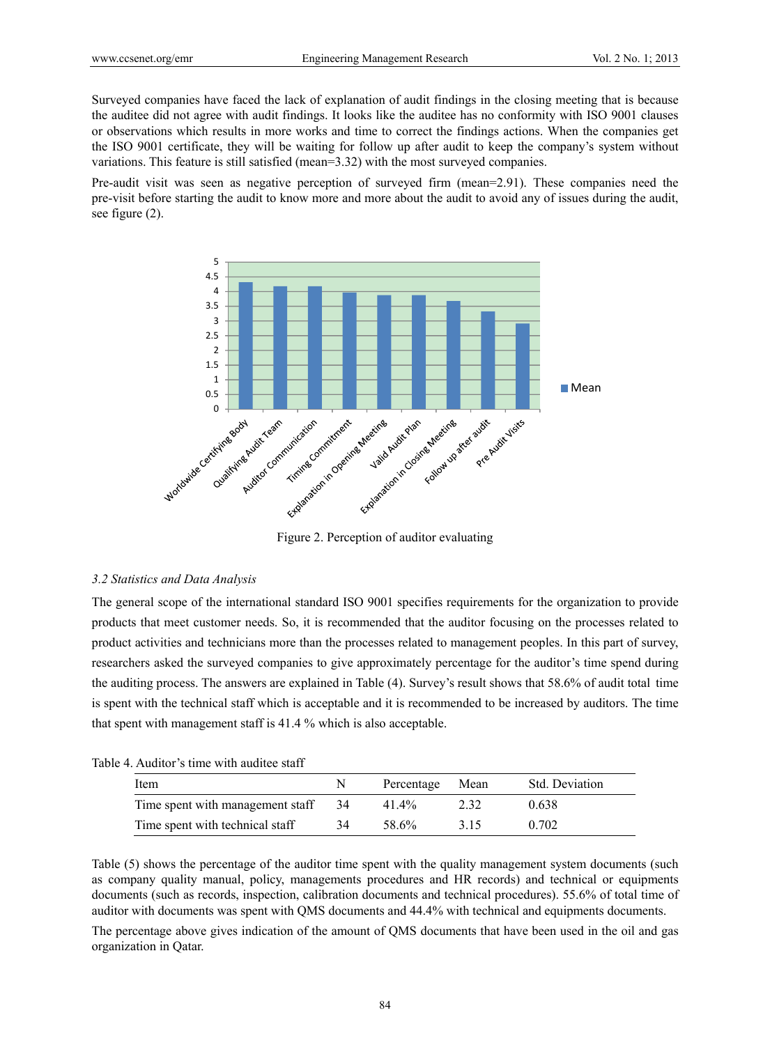Surveyed companies have faced the lack of explanation of audit findings in the closing meeting that is because the auditee did not agree with audit findings. It looks like the auditee has no conformity with ISO 9001 clauses or observations which results in more works and time to correct the findings actions. When the companies get the ISO 9001 certificate, they will be waiting for follow up after audit to keep the company's system without variations. This feature is still satisfied (mean=3.32) with the most surveyed companies.

Pre-audit visit was seen as negative perception of surveyed firm (mean=2.91). These companies need the pre-visit before starting the audit to know more and more about the audit to avoid any of issues during the audit, see figure (2).

Figure 2. Perception of auditor evaluating

### 3.2 Statistics and Data Analysis

The general scope of the international standard ISO 9001 specifies requirements for the organization to provide products that meet customer needs. So, it is recommended that the auditor focusing on the processes related to product activities and technicians more than the processes related to management peoples. In this part of survey, researchers asked the surveyed companies to give approximately percentage for the auditor's time spend during the auditing process. The answers are explained in Table (4). Survey's result shows that 58.6% of audit total time is spent with the technical staff which is acceptable and it is recommended to be increased by auditors. The time that spent with management staff is 41.4 % which is also acceptable.

Table 4. Auditor's time with auditee staff

| Item | N | Percentage | Mean | Std. Deviation |
|---|---|---|---|---|
| Time spent with management staff | 34 | 41.4% | 2.32 | 0.638 |
| Time spent with technical staff | 34 | 58.6% | 3.15 | 0.702 |

Table (5) shows the percentage of the auditor time spent with the quality management system documents (such as company quality manual, policy, managements procedures and HR records) and technical or equipments documents (such as records, inspection, calibration documents and technical procedures). 55.6% of total time of auditor with documents was spent with QMS documents and 44.4% with technical and equipments documents.

The percentage above gives indication of the amount of QMS documents that have been used in the oil and gas organization in Qatar.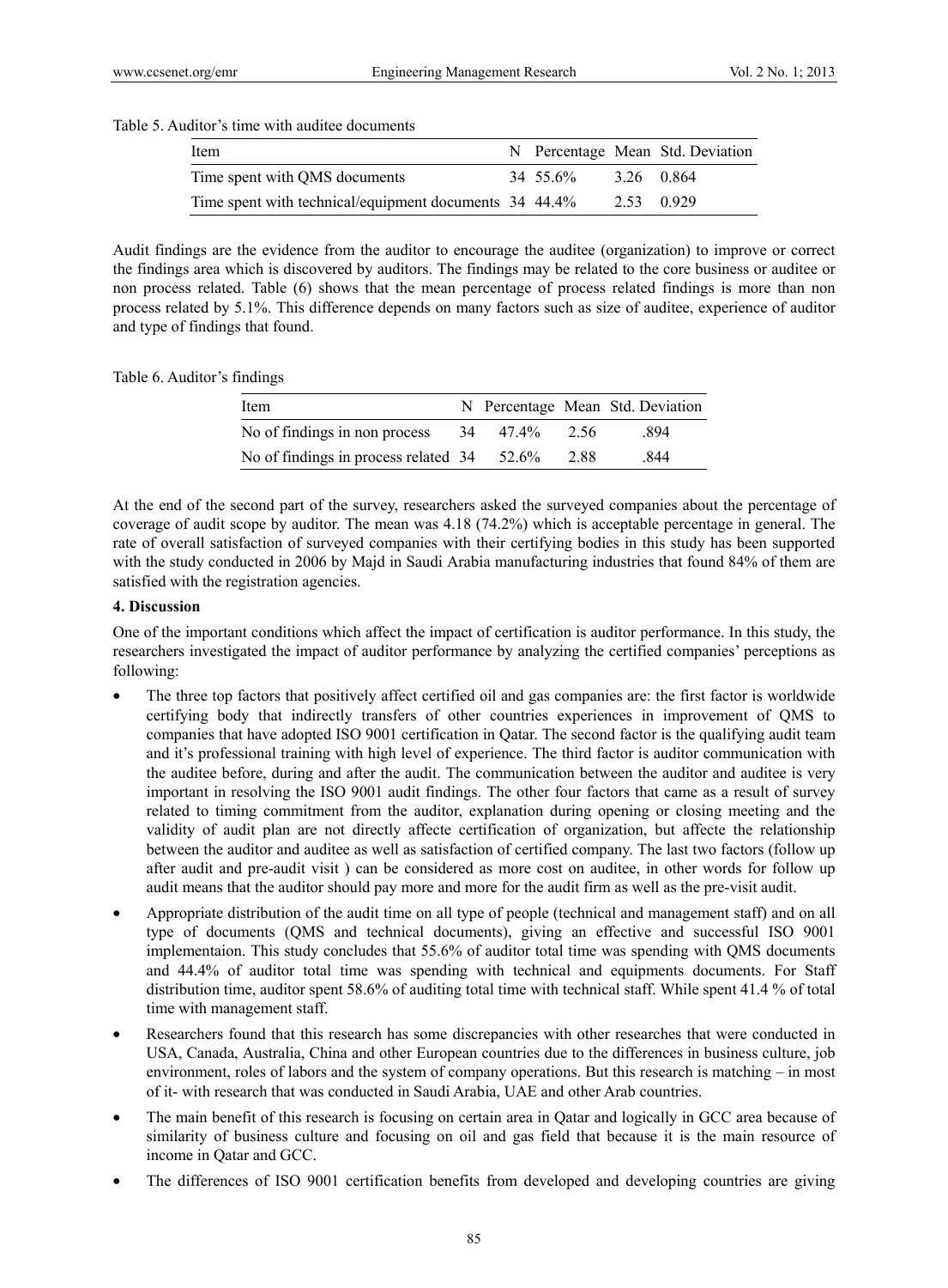Table 5. Auditor's time with auditee documents

| Item | N | Percentage | Mean | Std. Deviation |
|---|---|---|---|---|
| Time spent with QMS documents | 34 | 55.6% | 3.26 | 0.864 |
| Time spent with technical/equipment documents | 34 | 44.4% | 2.53 | 0.929 |

Audit findings are the evidence from the auditor to encourage the auditee (organization) to improve or correct the findings area which is discovered by auditors. The findings may be related to the core business or auditee or non process related. Table (6) shows that the mean percentage of process related findings is more than non process related by 5.1%. This difference depends on many factors such as size of auditee, experience of auditor and type of findings that found.

Table 6. Auditor's findings

| Item | N | Percentage | Mean | Std. Deviation |
|---|---|---|---|---|
| No of findings in non process | 34 | 47.4% | 2.56 | .894 |
| No of findings in process related | 34 | 52.6% | 2.88 | .844 |

At the end of the second part of the survey, researchers asked the surveyed companies about the percentage of coverage of audit scope by auditor. The mean was 4.18 (74.2%) which is acceptable percentage in general. The rate of overall satisfaction of surveyed companies with their certifying bodies in this study has been supported with the study conducted in 2006 by Majd in Saudi Arabia manufacturing industries that found 84% of them are satisfied with the registration agencies.

## 4. Discussion

One of the important conditions which affect the impact of certification is auditor performance. In this study, the researchers investigated the impact of auditor performance by analyzing the certified companies' perceptions as following:

- The three top factors that positively affect certified oil and gas companies are: the first factor is worldwide certifying body that indirectly transfers of other countries experiences in improvement of QMS to companies that have adopted ISO 9001 certification in Qatar. The second factor is the qualifying audit team and it's professional training with high level of experience. The third factor is auditor communication with the auditee before, during and after the audit. The communication between the auditor and auditee is very important in resolving the ISO 9001 audit findings. The other four factors that came as a result of survey related to timing commitment from the auditor, explanation during opening or closing meeting and the validity of audit plan are not directly affecte certification of organization, but affecte the relationship between the auditor and auditee as well as satisfaction of certified company. The last two factors (follow up after audit and pre-audit visit ) can be considered as more cost on auditee, in other words for follow up audit means that the auditor should pay more and more for the audit firm as well as the pre-visit audit.
- Appropriate distribution of the audit time on all type of people (technical and management staff) and on all type of documents (QMS and technical documents), giving an effective and successful ISO 9001 implementaion. This study concludes that 55.6% of auditor total time was spending with QMS documents and 44.4% of auditor total time was spending with technical and equipments documents. For Staff distribution time, auditor spent 58.6% of auditing total time with technical staff. While spent 41.4 % of total time with management staff.
- Researchers found that this research has some discrepancies with other researches that were conducted in USA, Canada, Australia, China and other European countries due to the differences in business culture, job environment, roles of labors and the system of company operations. But this research is matching – in most of it- with research that was conducted in Saudi Arabia, UAE and other Arab countries.
- The main benefit of this research is focusing on certain area in Qatar and logically in GCC area because of similarity of business culture and focusing on oil and gas field that because it is the main resource of income in Qatar and GCC.
- The differences of ISO 9001 certification benefits from developed and developing countries are giving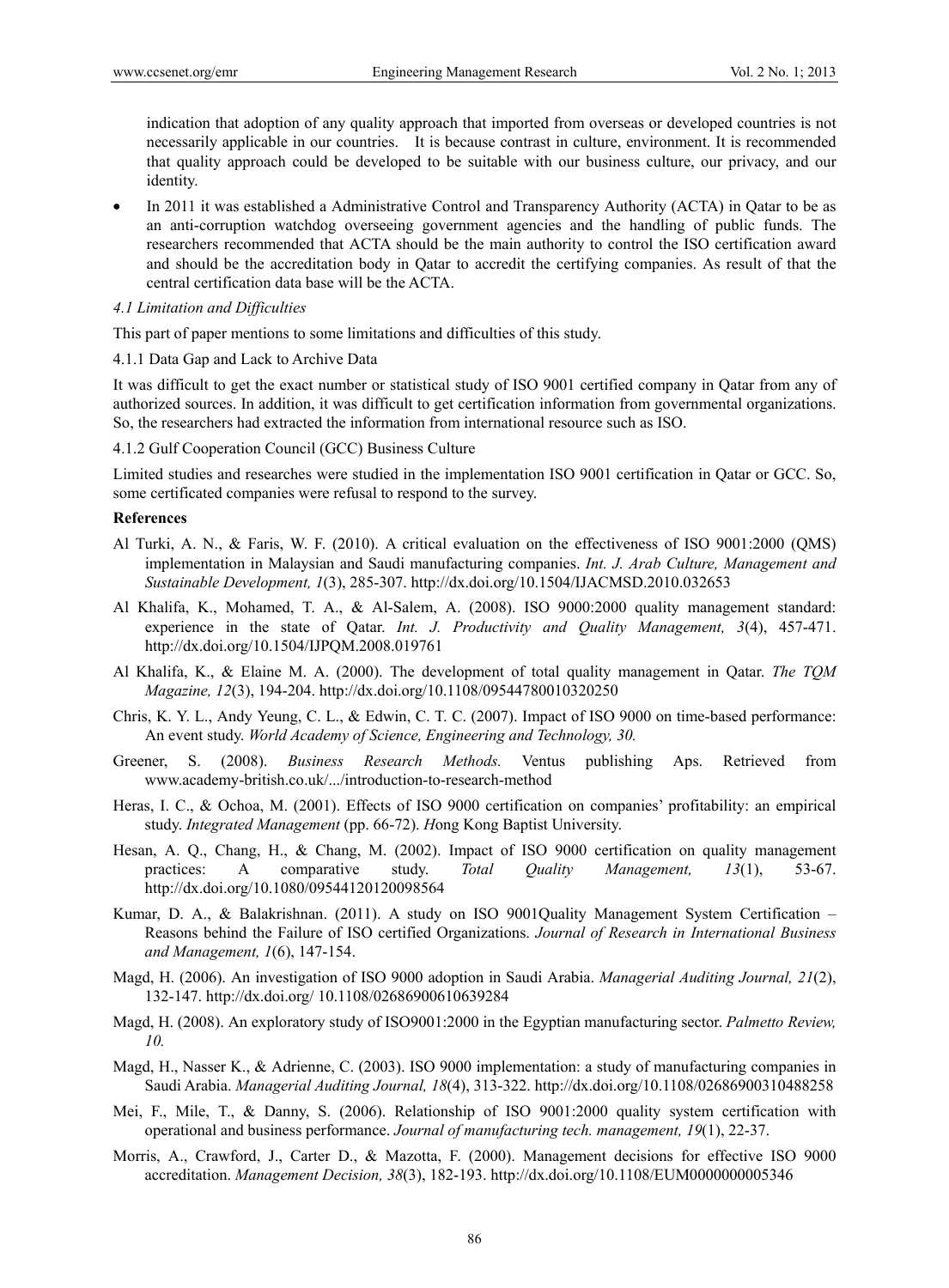indication that adoption of any quality approach that imported from overseas or developed countries is not necessarily applicable in our countries. It is because contrast in culture, environment. It is recommended that quality approach could be developed to be suitable with our business culture, our privacy, and our identity.

- In 2011 it was established a Administrative Control and Transparency Authority (ACTA) in Qatar to be as an anti-corruption watchdog overseeing government agencies and the handling of public funds. The researchers recommended that ACTA should be the main authority to control the ISO certification award and should be the accreditation body in Qatar to accredit the certifying companies. As result of that the central certification data base will be the ACTA.

### *4.1 Limitation and Difficulties*

This part of paper mentions to some limitations and difficulties of this study.

#### 4.1.1 Data Gap and Lack to Archive Data

It was difficult to get the exact number or statistical study of ISO 9001 certified company in Qatar from any of authorized sources. In addition, it was difficult to get certification information from governmental organizations. So, the researchers had extracted the information from international resource such as ISO.

#### 4.1.2 Gulf Cooperation Council (GCC) Business Culture

Limited studies and researches were studied in the implementation ISO 9001 certification in Qatar or GCC. So, some certificated companies were refusal to respond to the survey.

**References**

Al Turki, A. N., & Faris, W. F. (2010). A critical evaluation on the effectiveness of ISO 9001:2000 (QMS) implementation in Malaysian and Saudi manufacturing companies. *Int. J. Arab Culture, Management and Sustainable Development, 1*(3), 285-307. http://dx.doi.org/10.1504/IJACMSD.2010.032653

Al Khalifa, K., Mohamed, T. A., & Al-Salem, A. (2008). ISO 9000:2000 quality management standard: experience in the state of Qatar. *Int. J. Productivity and Quality Management, 3*(4), 457-471. http://dx.doi.org/10.1504/IJPQM.2008.019761

Al Khalifa, K., & Elaine M. A. (2000). The development of total quality management in Qatar. *The TQM Magazine, 12*(3), 194-204. http://dx.doi.org/10.1108/09544780010320250

Chris, K. Y. L., Andy Yeung, C. L., & Edwin, C. T. C. (2007). Impact of ISO 9000 on time-based performance: An event study. *World Academy of Science, Engineering and Technology, 30.*

Greener, S. (2008). *Business Research Methods.* Ventus publishing Aps. Retrieved from www.academy-british.co.uk/.../introduction-to-research-method

Heras, I. C., & Ochoa, M. (2001). Effects of ISO 9000 certification on companies' profitability: an empirical study. *Integrated Management* (pp. 66-72). *H*ong Kong Baptist University.

Hesan, A. Q., Chang, H., & Chang, M. (2002). Impact of ISO 9000 certification on quality management practices: A comparative study. *Total Quality Management, 13*(1), 53-67. http://dx.doi.org/10.1080/09544120120098564

Kumar, D. A., & Balakrishnan. (2011). A study on ISO 9001Quality Management System Certification – Reasons behind the Failure of ISO certified Organizations. *Journal of Research in International Business and Management, 1*(6), 147-154.

Magd, H. (2006). An investigation of ISO 9000 adoption in Saudi Arabia. *Managerial Auditing Journal, 21*(2), 132-147. http://dx.doi.org/ 10.1108/02686900610639284

Magd, H. (2008). An exploratory study of ISO9001:2000 in the Egyptian manufacturing sector. *Palmetto Review, 10.*

Magd, H., Nasser K., & Adrienne, C. (2003). ISO 9000 implementation: a study of manufacturing companies in Saudi Arabia. *Managerial Auditing Journal, 18*(4), 313-322. http://dx.doi.org/10.1108/02686900310488258

Mei, F., Mile, T., & Danny, S. (2006). Relationship of ISO 9001:2000 quality system certification with operational and business performance. *Journal of manufacturing tech. management, 19*(1), 22-37.

Morris, A., Crawford, J., Carter D., & Mazotta, F. (2000). Management decisions for effective ISO 9000 accreditation. *Management Decision, 38*(3), 182-193. http://dx.doi.org/10.1108/EUM0000000005346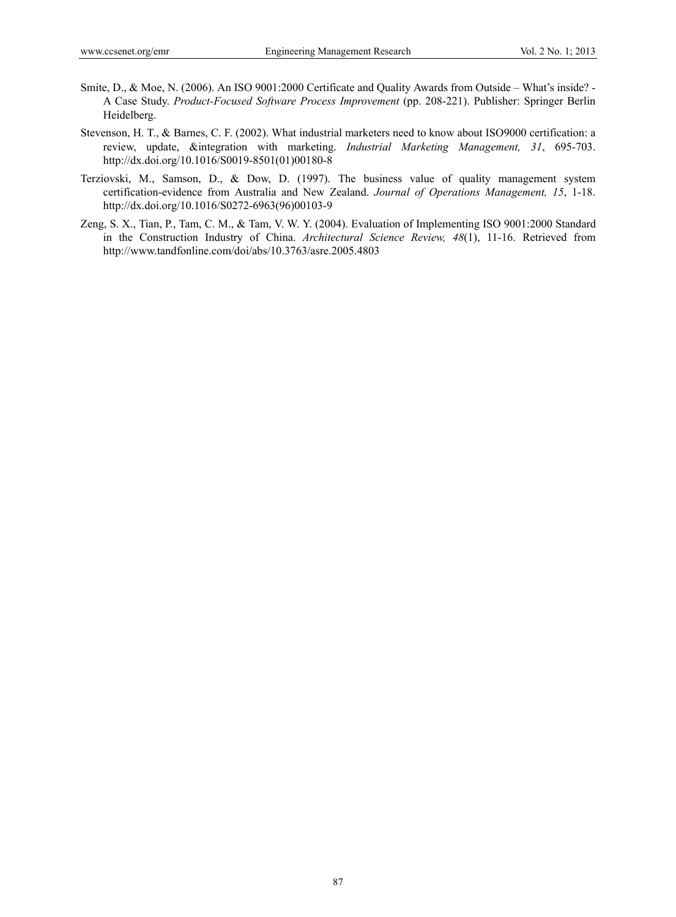Smite, D., & Moe, N. (2006). An ISO 9001:2000 Certificate and Quality Awards from Outside – What's inside? - A Case Study. *Product-Focused Software Process Improvement* (pp. 208-221). Publisher: Springer Berlin Heidelberg.

Stevenson, H. T., & Barnes, C. F. (2002). What industrial marketers need to know about ISO9000 certification: a review, update, &integration with marketing. *Industrial Marketing Management, 31*, 695-703. http://dx.doi.org/10.1016/S0019-8501(01)00180-8

Terziovski, M., Samson, D., & Dow, D. (1997). The business value of quality management system certification-evidence from Australia and New Zealand. *Journal of Operations Management, 15*, 1-18. http://dx.doi.org/10.1016/S0272-6963(96)00103-9

Zeng, S. X., Tian, P., Tam, C. M., & Tam, V. W. Y. (2004). Evaluation of Implementing ISO 9001:2000 Standard in the Construction Industry of China. *Architectural Science Review, 48*(1), 11-16. Retrieved from http://www.tandfonline.com/doi/abs/10.3763/asre.2005.4803